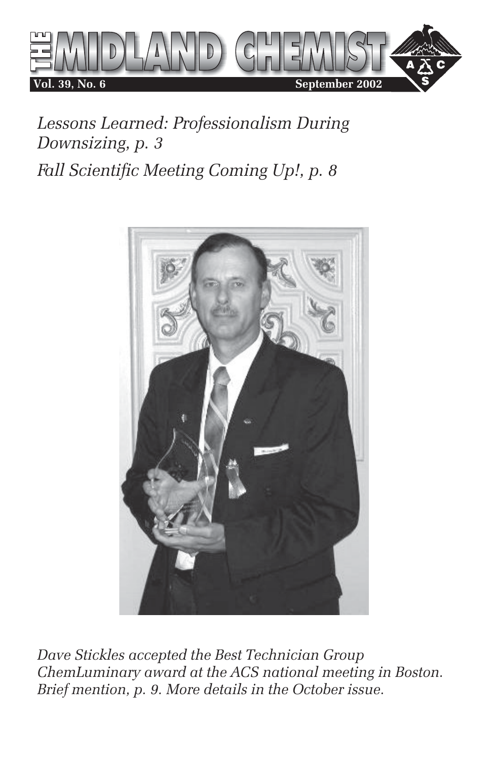# THE MIDLAND CHEMIST

**Vol. 39, No. 6** **September 2002**

*Lessons Learned: Professionalism During Downsizing, p. 3*

*Fall Scientific Meeting Coming Up!, p. 8*

*Dave Stickles accepted the Best Technician Group ChemLuminary award at the ACS national meeting in Boston. Brief mention, p. 9. More details in the October issue.*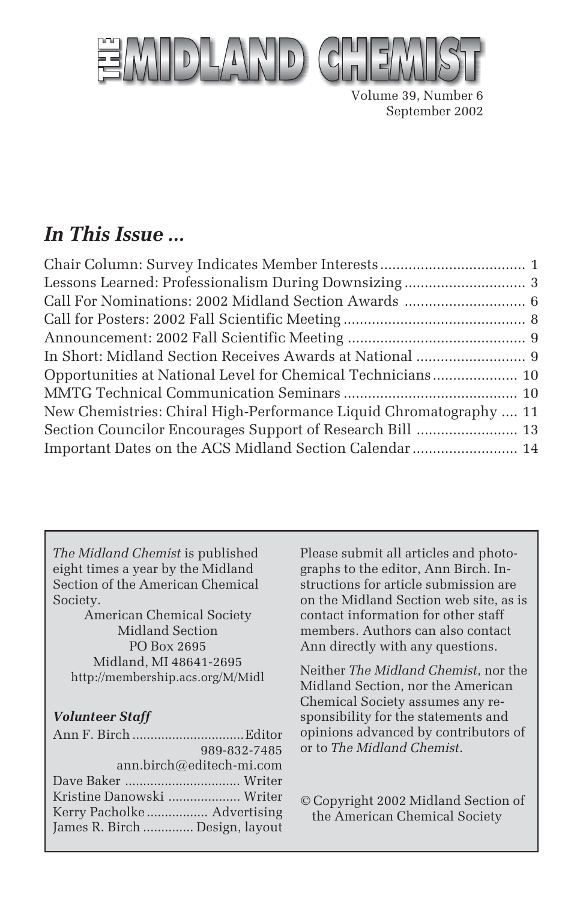# THE MIDLAND CHEMIST

Volume 39, Number 6
September 2002

## *In This Issue ...*

Chair Column: Survey Indicates Member Interests ........ 1
Lessons Learned: Professionalism During Downsizing ........ 3
Call For Nominations: 2002 Midland Section Awards ........ 6
Call for Posters: 2002 Fall Scientific Meeting ........ 8
Announcement: 2002 Fall Scientific Meeting ........ 9
In Short: Midland Section Receives Awards at National ........ 9
Opportunities at National Level for Chemical Technicians ........ 10
MMTG Technical Communication Seminars ........ 10
New Chemistries: Chiral High-Performance Liquid Chromatography ........ 11
Section Councilor Encourages Support of Research Bill ........ 13
Important Dates on the ACS Midland Section Calendar ........ 14

*The Midland Chemist* is published eight times a year by the Midland Section of the American Chemical Society.

American Chemical Society
Midland Section
PO Box 2695
Midland, MI 48641-2695
http://membership.acs.org/M/Midl

### *Volunteer Staff*

Ann F. Birch ........ Editor
989-832-7485
ann.birch@editech-mi.com
Dave Baker ........ Writer
Kristine Danowski ........ Writer
Kerry Pacholke ........ Advertising
James R. Birch ........ Design, layout

Please submit all articles and photographs to the editor, Ann Birch. Instructions for article submission are on the Midland Section web site, as is contact information for other staff members. Authors can also contact Ann directly with any questions.

Neither *The Midland Chemist*, nor the Midland Section, nor the American Chemical Society assumes any responsibility for the statements and opinions advanced by contributors of or to *The Midland Chemist*.

© Copyright 2002 Midland Section of the American Chemical Society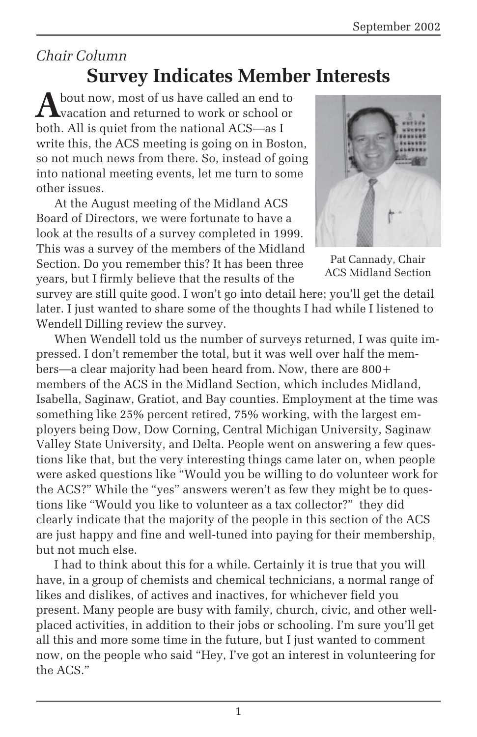*Chair Column*

# Survey Indicates Member Interests

About now, most of us have called an end to vacation and returned to work or school or both. All is quiet from the national ACS—as I write this, the ACS meeting is going on in Boston, so not much news from there. So, instead of going into national meeting events, let me turn to some other issues.

At the August meeting of the Midland ACS Board of Directors, we were fortunate to have a look at the results of a survey completed in 1999. This was a survey of the members of the Midland Section. Do you remember this? It has been three years, but I firmly believe that the results of the survey are still quite good. I won't go into detail here; you'll get the detail later. I just wanted to share some of the thoughts I had while I listened to Wendell Dilling review the survey.

Pat Cannady, Chair
ACS Midland Section

When Wendell told us the number of surveys returned, I was quite impressed. I don't remember the total, but it was well over half the members—a clear majority had been heard from. Now, there are 800+ members of the ACS in the Midland Section, which includes Midland, Isabella, Saginaw, Gratiot, and Bay counties. Employment at the time was something like 25% percent retired, 75% working, with the largest employers being Dow, Dow Corning, Central Michigan University, Saginaw Valley State University, and Delta. People went on answering a few questions like that, but the very interesting things came later on, when people were asked questions like "Would you be willing to do volunteer work for the ACS?" While the "yes" answers weren't as few they might be to questions like "Would you like to volunteer as a tax collector?" they did clearly indicate that the majority of the people in this section of the ACS are just happy and fine and well-tuned into paying for their membership, but not much else.

I had to think about this for a while. Certainly it is true that you will have, in a group of chemists and chemical technicians, a normal range of likes and dislikes, of actives and inactives, for whichever field you present. Many people are busy with family, church, civic, and other well-placed activities, in addition to their jobs or schooling. I'm sure you'll get all this and more some time in the future, but I just wanted to comment now, on the people who said "Hey, I've got an interest in volunteering for the ACS."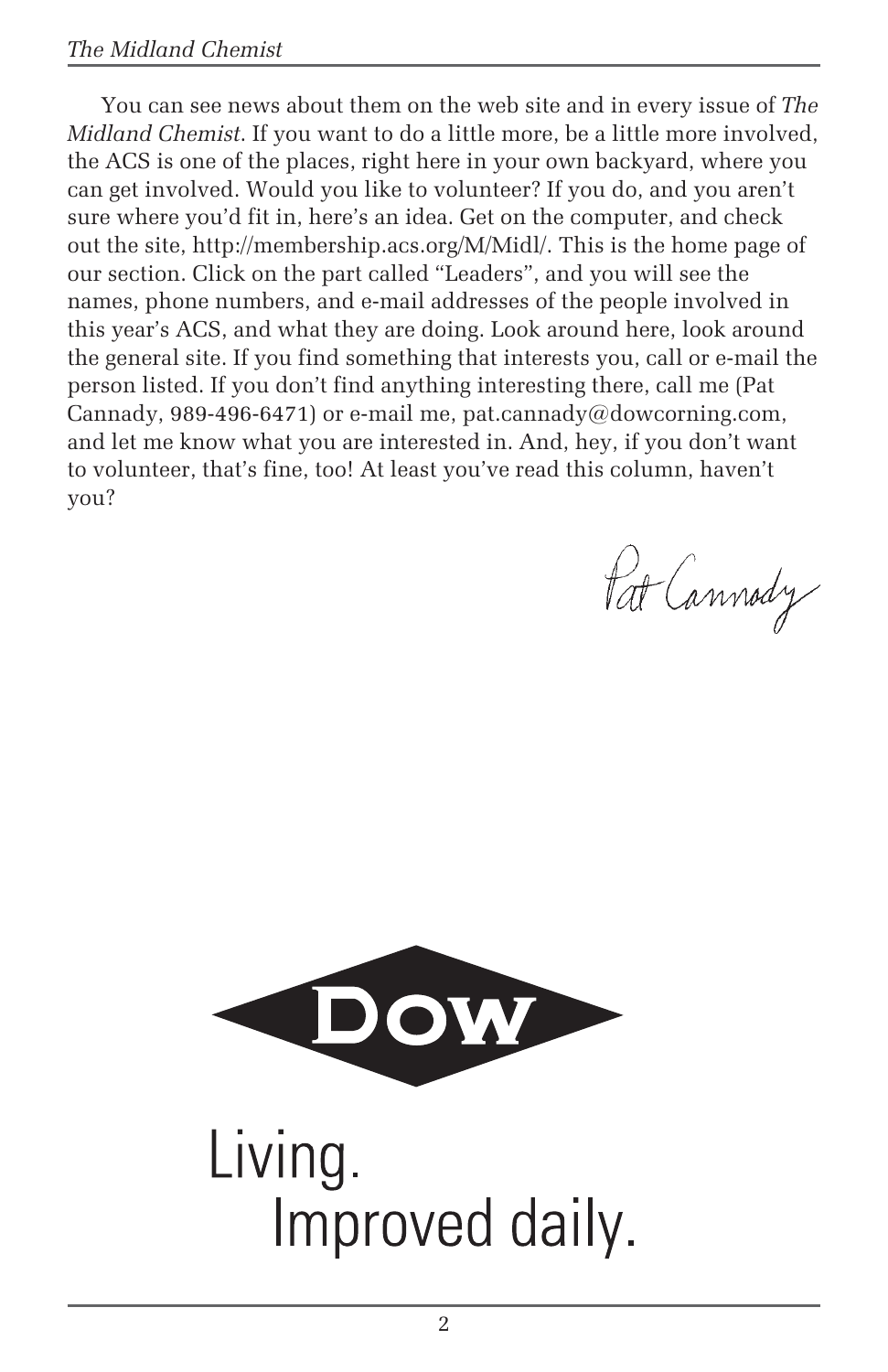You can see news about them on the web site and in every issue of *The Midland Chemist*. If you want to do a little more, be a little more involved, the ACS is one of the places, right here in your own backyard, where you can get involved. Would you like to volunteer? If you do, and you aren't sure where you'd fit in, here's an idea. Get on the computer, and check out the site, http://membership.acs.org/M/Midl/. This is the home page of our section. Click on the part called "Leaders", and you will see the names, phone numbers, and e-mail addresses of the people involved in this year's ACS, and what they are doing. Look around here, look around the general site. If you find something that interests you, call or e-mail the person listed. If you don't find anything interesting there, call me (Pat Cannady, 989-496-6471) or e-mail me, pat.cannady@dowcorning.com, and let me know what you are interested in. And, hey, if you don't want to volunteer, that's fine, too! At least you've read this column, haven't you?

Pat Cannady

DOW

Living.
Improved daily.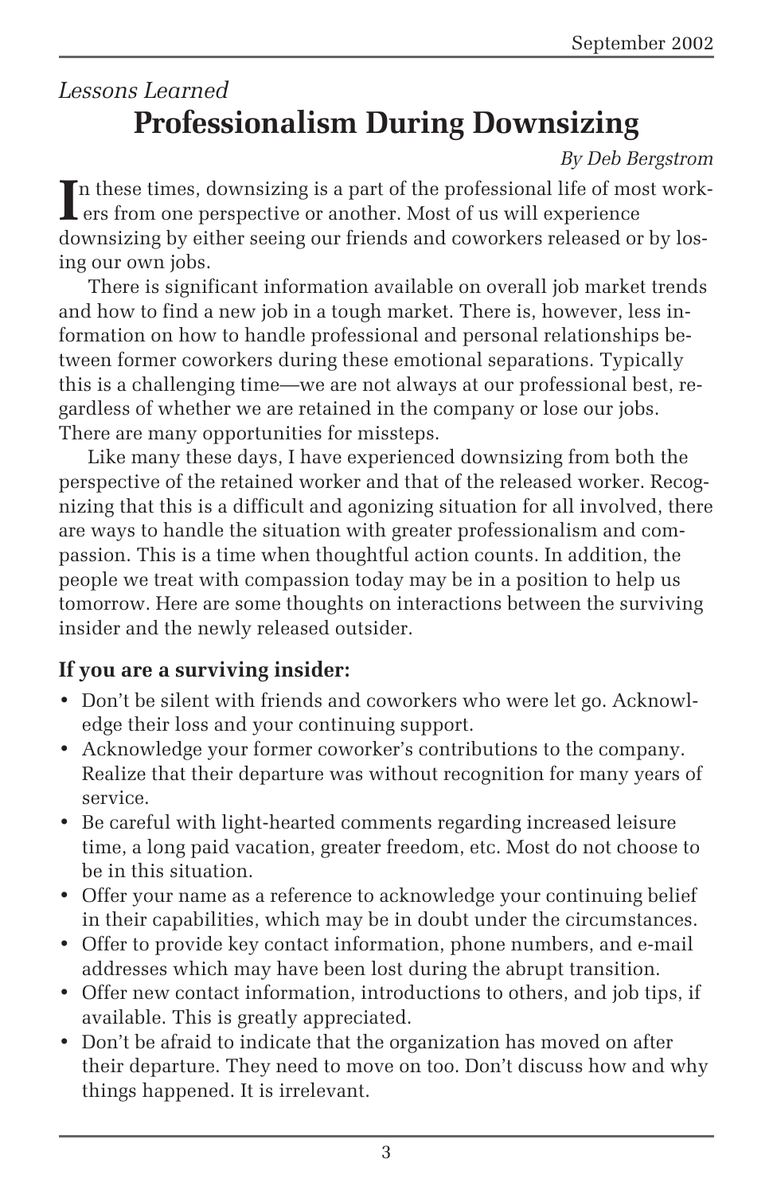*Lessons Learned*

# Professionalism During Downsizing

*By Deb Bergstrom*

In these times, downsizing is a part of the professional life of most workers from one perspective or another. Most of us will experience downsizing by either seeing our friends and coworkers released or by losing our own jobs.

There is significant information available on overall job market trends and how to find a new job in a tough market. There is, however, less information on how to handle professional and personal relationships between former coworkers during these emotional separations. Typically this is a challenging time—we are not always at our professional best, regardless of whether we are retained in the company or lose our jobs. There are many opportunities for missteps.

Like many these days, I have experienced downsizing from both the perspective of the retained worker and that of the released worker. Recognizing that this is a difficult and agonizing situation for all involved, there are ways to handle the situation with greater professionalism and compassion. This is a time when thoughtful action counts. In addition, the people we treat with compassion today may be in a position to help us tomorrow. Here are some thoughts on interactions between the surviving insider and the newly released outsider.

**If you are a surviving insider:**

- Don't be silent with friends and coworkers who were let go. Acknowledge their loss and your continuing support.
- Acknowledge your former coworker's contributions to the company. Realize that their departure was without recognition for many years of service.
- Be careful with light-hearted comments regarding increased leisure time, a long paid vacation, greater freedom, etc. Most do not choose to be in this situation.
- Offer your name as a reference to acknowledge your continuing belief in their capabilities, which may be in doubt under the circumstances.
- Offer to provide key contact information, phone numbers, and e-mail addresses which may have been lost during the abrupt transition.
- Offer new contact information, introductions to others, and job tips, if available. This is greatly appreciated.
- Don't be afraid to indicate that the organization has moved on after their departure. They need to move on too. Don't discuss how and why things happened. It is irrelevant.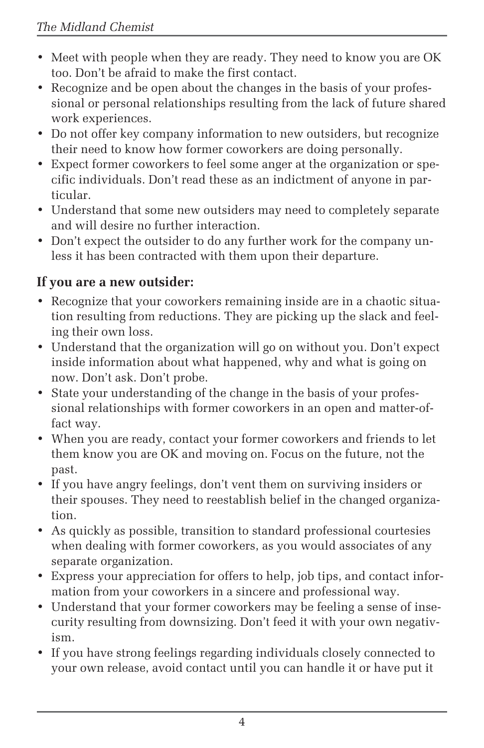- Meet with people when they are ready. They need to know you are OK too. Don't be afraid to make the first contact.
- Recognize and be open about the changes in the basis of your professional or personal relationships resulting from the lack of future shared work experiences.
- Do not offer key company information to new outsiders, but recognize their need to know how former coworkers are doing personally.
- Expect former coworkers to feel some anger at the organization or specific individuals. Don't read these as an indictment of anyone in particular.
- Understand that some new outsiders may need to completely separate and will desire no further interaction.
- Don't expect the outsider to do any further work for the company unless it has been contracted with them upon their departure.

### If you are a new outsider:

- Recognize that your coworkers remaining inside are in a chaotic situation resulting from reductions. They are picking up the slack and feeling their own loss.
- Understand that the organization will go on without you. Don't expect inside information about what happened, why and what is going on now. Don't ask. Don't probe.
- State your understanding of the change in the basis of your professional relationships with former coworkers in an open and matter-of-fact way.
- When you are ready, contact your former coworkers and friends to let them know you are OK and moving on. Focus on the future, not the past.
- If you have angry feelings, don't vent them on surviving insiders or their spouses. They need to reestablish belief in the changed organization.
- As quickly as possible, transition to standard professional courtesies when dealing with former coworkers, as you would associates of any separate organization.
- Express your appreciation for offers to help, job tips, and contact information from your coworkers in a sincere and professional way.
- Understand that your former coworkers may be feeling a sense of insecurity resulting from downsizing. Don't feed it with your own negativism.
- If you have strong feelings regarding individuals closely connected to your own release, avoid contact until you can handle it or have put it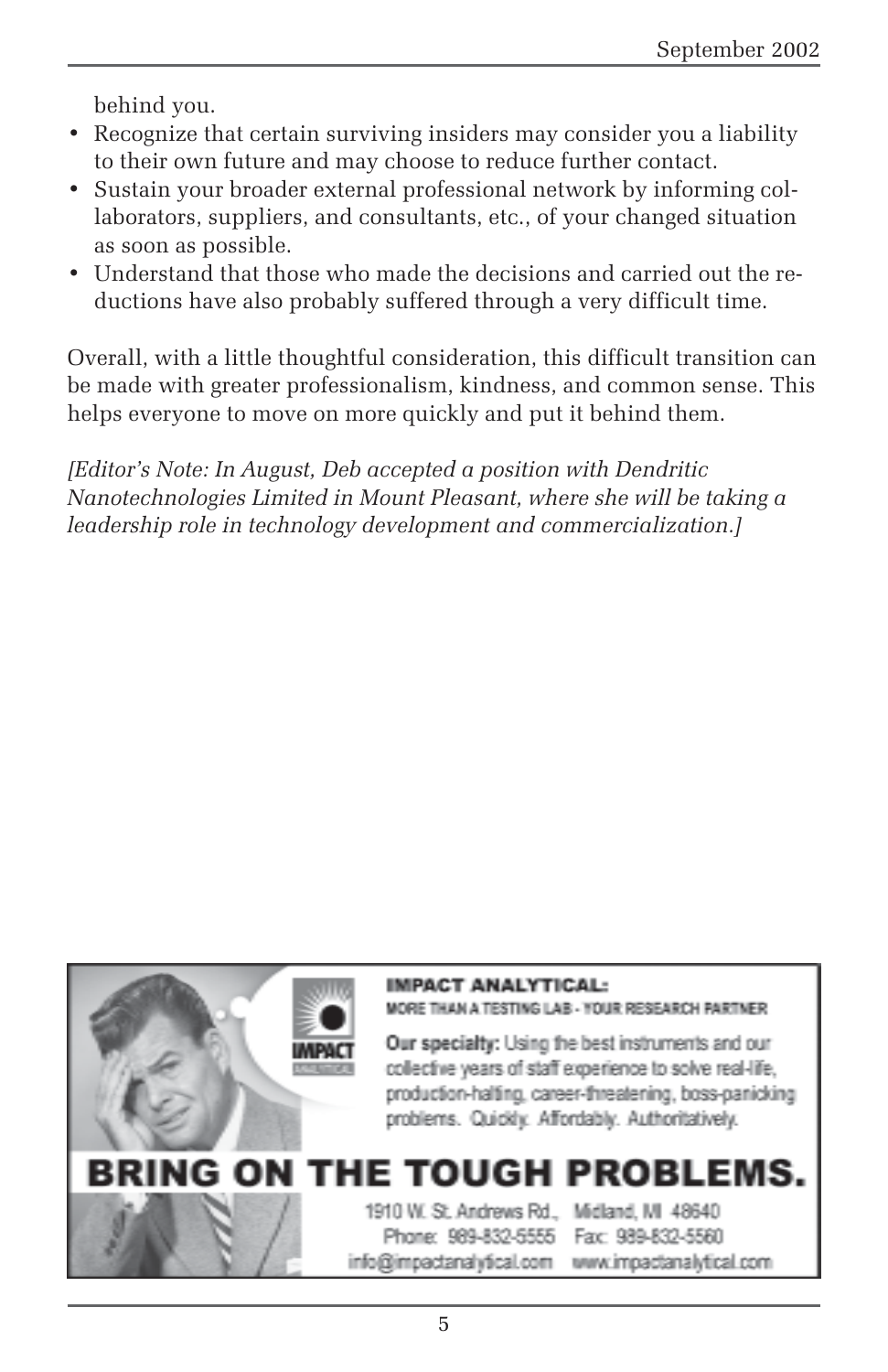behind you.

- Recognize that certain surviving insiders may consider you a liability to their own future and may choose to reduce further contact.
- Sustain your broader external professional network by informing collaborators, suppliers, and consultants, etc., of your changed situation as soon as possible.
- Understand that those who made the decisions and carried out the reductions have also probably suffered through a very difficult time.

Overall, with a little thoughtful consideration, this difficult transition can be made with greater professionalism, kindness, and common sense. This helps everyone to move on more quickly and put it behind them.

*[Editor's Note: In August, Deb accepted a position with Dendritic Nanotechnologies Limited in Mount Pleasant, where she will be taking a leadership role in technology development and commercialization.]*

**IMPACT ANALYTICAL:**
MORE THAN A TESTING LAB - YOUR RESEARCH PARTNER

**Our specialty:** Using the best instruments and our collective years of staff experience to solve real-life, production-halting, career-threatening, boss-panicking problems. Quickly. Affordably. Authoritatively.

**BRING ON THE TOUGH PROBLEMS.**

1910 W. St. Andrews Rd., Midland, MI 48640
Phone: 989-832-5555 Fax: 989-832-5560
info@impactanalytical.com www.impactanalytical.com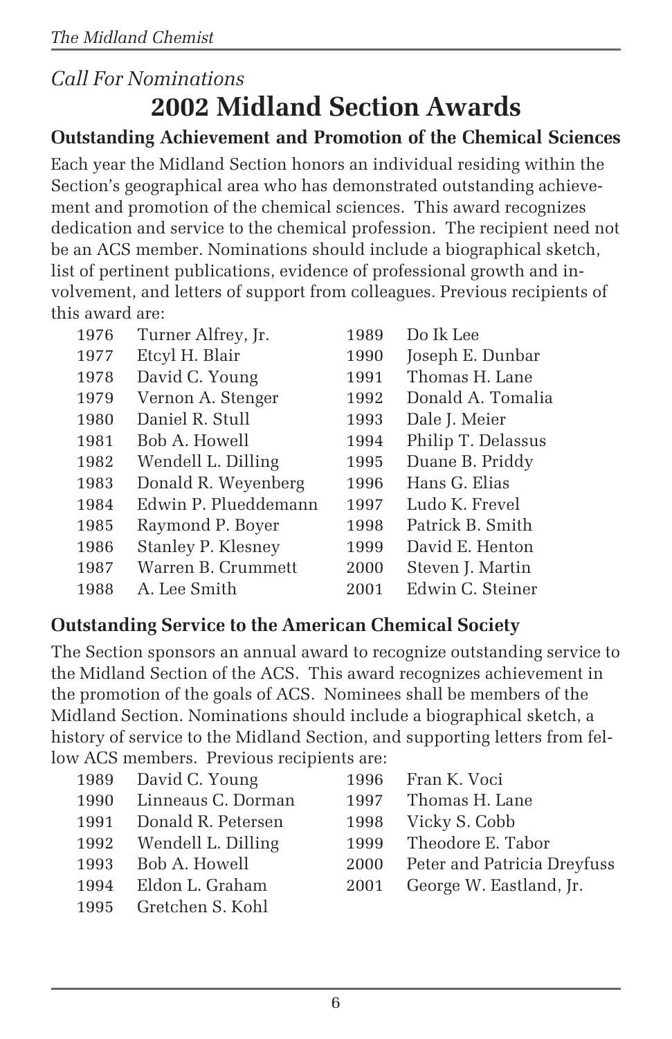*Call For Nominations*

# 2002 Midland Section Awards

### Outstanding Achievement and Promotion of the Chemical Sciences

Each year the Midland Section honors an individual residing within the Section's geographical area who has demonstrated outstanding achievement and promotion of the chemical sciences. This award recognizes dedication and service to the chemical profession. The recipient need not be an ACS member. Nominations should include a biographical sketch, list of pertinent publications, evidence of professional growth and involvement, and letters of support from colleagues. Previous recipients of this award are:

| | | | |
|---|---|---|---|
| 1976 | Turner Alfrey, Jr. | 1989 | Do Ik Lee |
| 1977 | Etcyl H. Blair | 1990 | Joseph E. Dunbar |
| 1978 | David C. Young | 1991 | Thomas H. Lane |
| 1979 | Vernon A. Stenger | 1992 | Donald A. Tomalia |
| 1980 | Daniel R. Stull | 1993 | Dale J. Meier |
| 1981 | Bob A. Howell | 1994 | Philip T. Delassus |
| 1982 | Wendell L. Dilling | 1995 | Duane B. Priddy |
| 1983 | Donald R. Weyenberg | 1996 | Hans G. Elias |
| 1984 | Edwin P. Plueddemann | 1997 | Ludo K. Frevel |
| 1985 | Raymond P. Boyer | 1998 | Patrick B. Smith |
| 1986 | Stanley P. Klesney | 1999 | David E. Henton |
| 1987 | Warren B. Crummett | 2000 | Steven J. Martin |
| 1988 | A. Lee Smith | 2001 | Edwin C. Steiner |

### Outstanding Service to the American Chemical Society

The Section sponsors an annual award to recognize outstanding service to the Midland Section of the ACS. This award recognizes achievement in the promotion of the goals of ACS. Nominees shall be members of the Midland Section. Nominations should include a biographical sketch, a history of service to the Midland Section, and supporting letters from fellow ACS members. Previous recipients are:

| | | | |
|---|---|---|---|
| 1989 | David C. Young | 1996 | Fran K. Voci |
| 1990 | Linneaus C. Dorman | 1997 | Thomas H. Lane |
| 1991 | Donald R. Petersen | 1998 | Vicky S. Cobb |
| 1992 | Wendell L. Dilling | 1999 | Theodore E. Tabor |
| 1993 | Bob A. Howell | 2000 | Peter and Patricia Dreyfuss |
| 1994 | Eldon L. Graham | 2001 | George W. Eastland, Jr. |
| 1995 | Gretchen S. Kohl | | |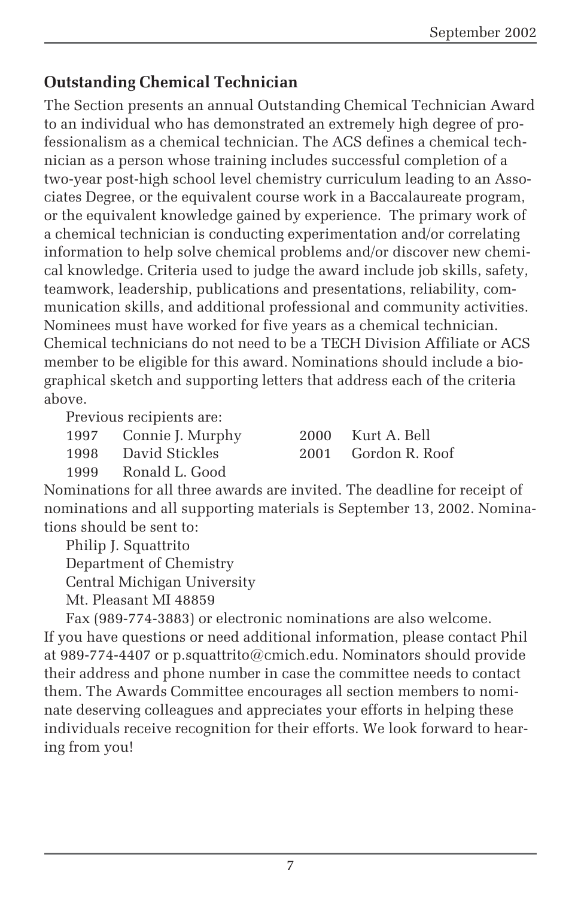## Outstanding Chemical Technician

The Section presents an annual Outstanding Chemical Technician Award to an individual who has demonstrated an extremely high degree of professionalism as a chemical technician. The ACS defines a chemical technician as a person whose training includes successful completion of a two-year post-high school level chemistry curriculum leading to an Associates Degree, or the equivalent course work in a Baccalaureate program, or the equivalent knowledge gained by experience. The primary work of a chemical technician is conducting experimentation and/or correlating information to help solve chemical problems and/or discover new chemical knowledge. Criteria used to judge the award include job skills, safety, teamwork, leadership, publications and presentations, reliability, communication skills, and additional professional and community activities. Nominees must have worked for five years as a chemical technician. Chemical technicians do not need to be a TECH Division Affiliate or ACS member to be eligible for this award. Nominations should include a biographical sketch and supporting letters that address each of the criteria above.

Previous recipients are:

| | | | |
|---|---|---|---|
| 1997 | Connie J. Murphy | 2000 | Kurt A. Bell |
| 1998 | David Stickles | 2001 | Gordon R. Roof |
| 1999 | Ronald L. Good | | |

Nominations for all three awards are invited. The deadline for receipt of nominations and all supporting materials is September 13, 2002. Nominations should be sent to:

Philip J. Squattrito
Department of Chemistry
Central Michigan University
Mt. Pleasant MI 48859

Fax (989-774-3883) or electronic nominations are also welcome. If you have questions or need additional information, please contact Phil at 989-774-4407 or p.squattrito@cmich.edu. Nominators should provide their address and phone number in case the committee needs to contact them. The Awards Committee encourages all section members to nominate deserving colleagues and appreciates your efforts in helping these individuals receive recognition for their efforts. We look forward to hearing from you!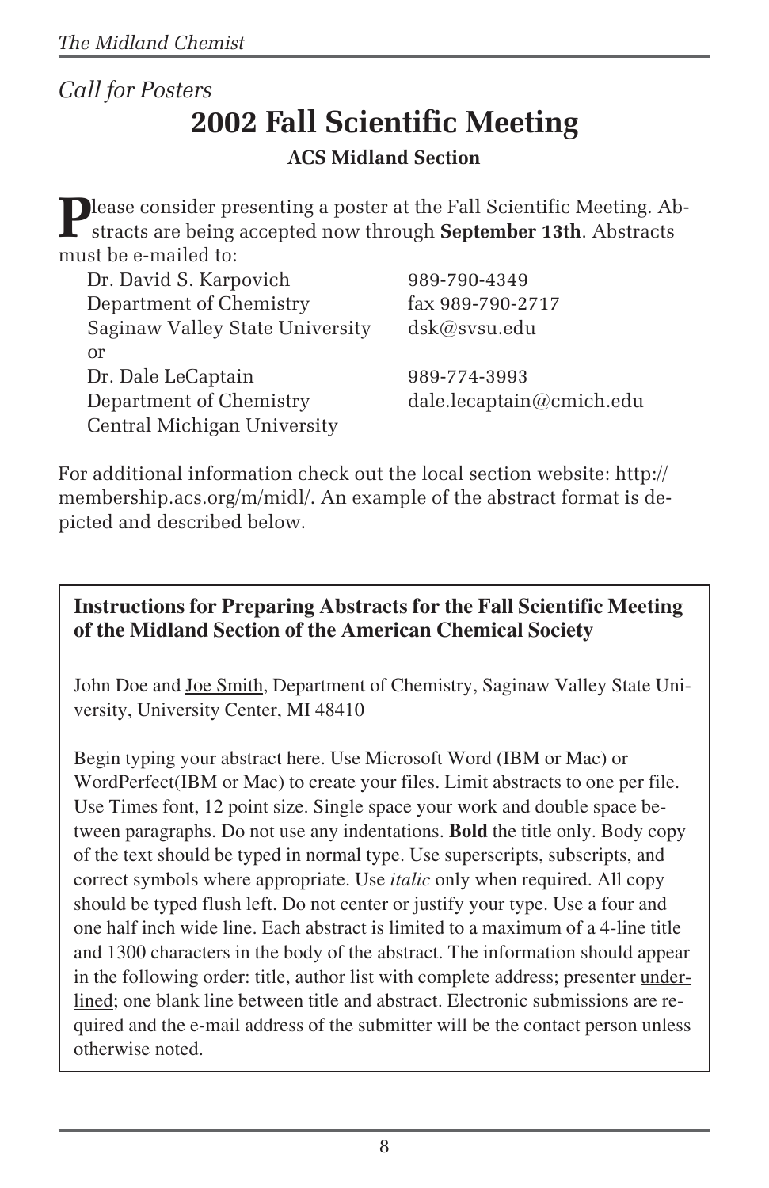*Call for Posters*

# 2002 Fall Scientific Meeting

**ACS Midland Section**

Please consider presenting a poster at the Fall Scientific Meeting. Abstracts are being accepted now through **September 13th**. Abstracts must be e-mailed to:

| | |
|---|---|
| Dr. David S. Karpovich | 989-790-4349 |
| Department of Chemistry | fax 989-790-2717 |
| Saginaw Valley State University | dsk@svsu.edu |
| or | |
| Dr. Dale LeCaptain | 989-774-3993 |
| Department of Chemistry | dale.lecaptain@cmich.edu |
| Central Michigan University | |

For additional information check out the local section website: http://membership.acs.org/m/midl/. An example of the abstract format is depicted and described below.

---

**Instructions for Preparing Abstracts for the Fall Scientific Meeting of the Midland Section of the American Chemical Society**

John Doe and <u>Joe Smith</u>, Department of Chemistry, Saginaw Valley State University, University Center, MI 48410

Begin typing your abstract here. Use Microsoft Word (IBM or Mac) or WordPerfect(IBM or Mac) to create your files. Limit abstracts to one per file. Use Times font, 12 point size. Single space your work and double space between paragraphs. Do not use any indentations. **Bold** the title only. Body copy of the text should be typed in normal type. Use superscripts, subscripts, and correct symbols where appropriate. Use *italic* only when required. All copy should be typed flush left. Do not center or justify your type. Use a four and one half inch wide line. Each abstract is limited to a maximum of a 4-line title and 1300 characters in the body of the abstract. The information should appear in the following order: title, author list with complete address; presenter <u>underlined</u>; one blank line between title and abstract. Electronic submissions are required and the e-mail address of the submitter will be the contact person unless otherwise noted.

---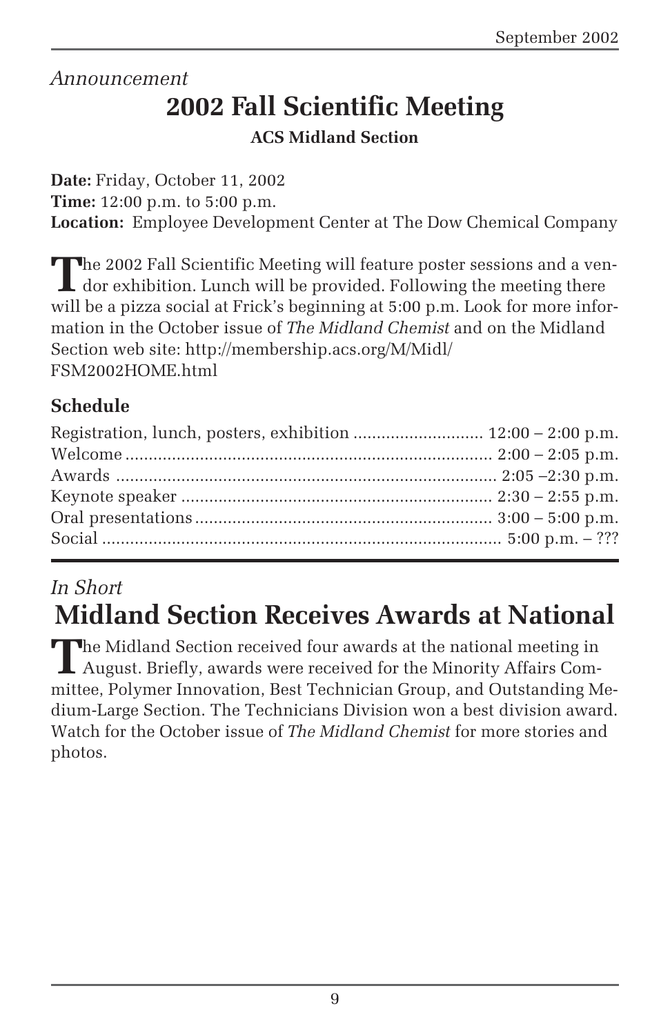*Announcement*

# 2002 Fall Scientific Meeting

**ACS Midland Section**

**Date:** Friday, October 11, 2002
**Time:** 12:00 p.m. to 5:00 p.m.
**Location:** Employee Development Center at The Dow Chemical Company

The 2002 Fall Scientific Meeting will feature poster sessions and a vendor exhibition. Lunch will be provided. Following the meeting there will be a pizza social at Frick's beginning at 5:00 p.m. Look for more information in the October issue of *The Midland Chemist* and on the Midland Section web site: http://membership.acs.org/M/Midl/FSM2002HOME.html

## Schedule

| Event | Time |
|---|---|
| Registration, lunch, posters, exhibition | 12:00 – 2:00 p.m. |
| Welcome | 2:00 – 2:05 p.m. |
| Awards | 2:05 –2:30 p.m. |
| Keynote speaker | 2:30 – 2:55 p.m. |
| Oral presentations | 3:00 – 5:00 p.m. |
| Social | 5:00 p.m. – ??? |

*In Short*

# Midland Section Receives Awards at National

The Midland Section received four awards at the national meeting in August. Briefly, awards were received for the Minority Affairs Committee, Polymer Innovation, Best Technician Group, and Outstanding Medium-Large Section. The Technicians Division won a best division award. Watch for the October issue of *The Midland Chemist* for more stories and photos.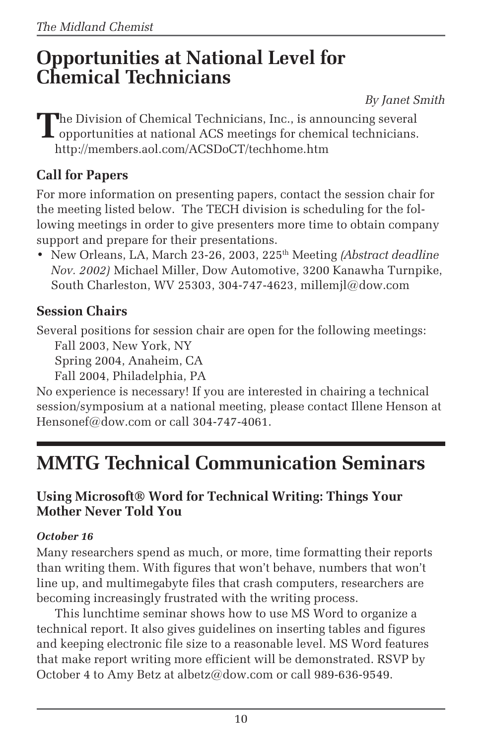# Opportunities at National Level for Chemical Technicians

*By Janet Smith*

The Division of Chemical Technicians, Inc., is announcing several opportunities at national ACS meetings for chemical technicians. http://members.aol.com/ACSDoCT/techhome.htm

### Call for Papers

For more information on presenting papers, contact the session chair for the meeting listed below. The TECH division is scheduling for the following meetings in order to give presenters more time to obtain company support and prepare for their presentations.

- New Orleans, LA, March 23-26, 2003, 225th Meeting *(Abstract deadline Nov. 2002)* Michael Miller, Dow Automotive, 3200 Kanawha Turnpike, South Charleston, WV 25303, 304-747-4623, millemjl@dow.com

### Session Chairs

Several positions for session chair are open for the following meetings:

Fall 2003, New York, NY
Spring 2004, Anaheim, CA
Fall 2004, Philadelphia, PA

No experience is necessary! If you are interested in chairing a technical session/symposium at a national meeting, please contact Illene Henson at Hensonef@dow.com or call 304-747-4061.

# MMTG Technical Communication Seminars

### Using Microsoft® Word for Technical Writing: Things Your Mother Never Told You

***October 16***

Many researchers spend as much, or more, time formatting their reports than writing them. With figures that won't behave, numbers that won't line up, and multimegabyte files that crash computers, researchers are becoming increasingly frustrated with the writing process.

This lunchtime seminar shows how to use MS Word to organize a technical report. It also gives guidelines on inserting tables and figures and keeping electronic file size to a reasonable level. MS Word features that make report writing more efficient will be demonstrated. RSVP by October 4 to Amy Betz at albetz@dow.com or call 989-636-9549.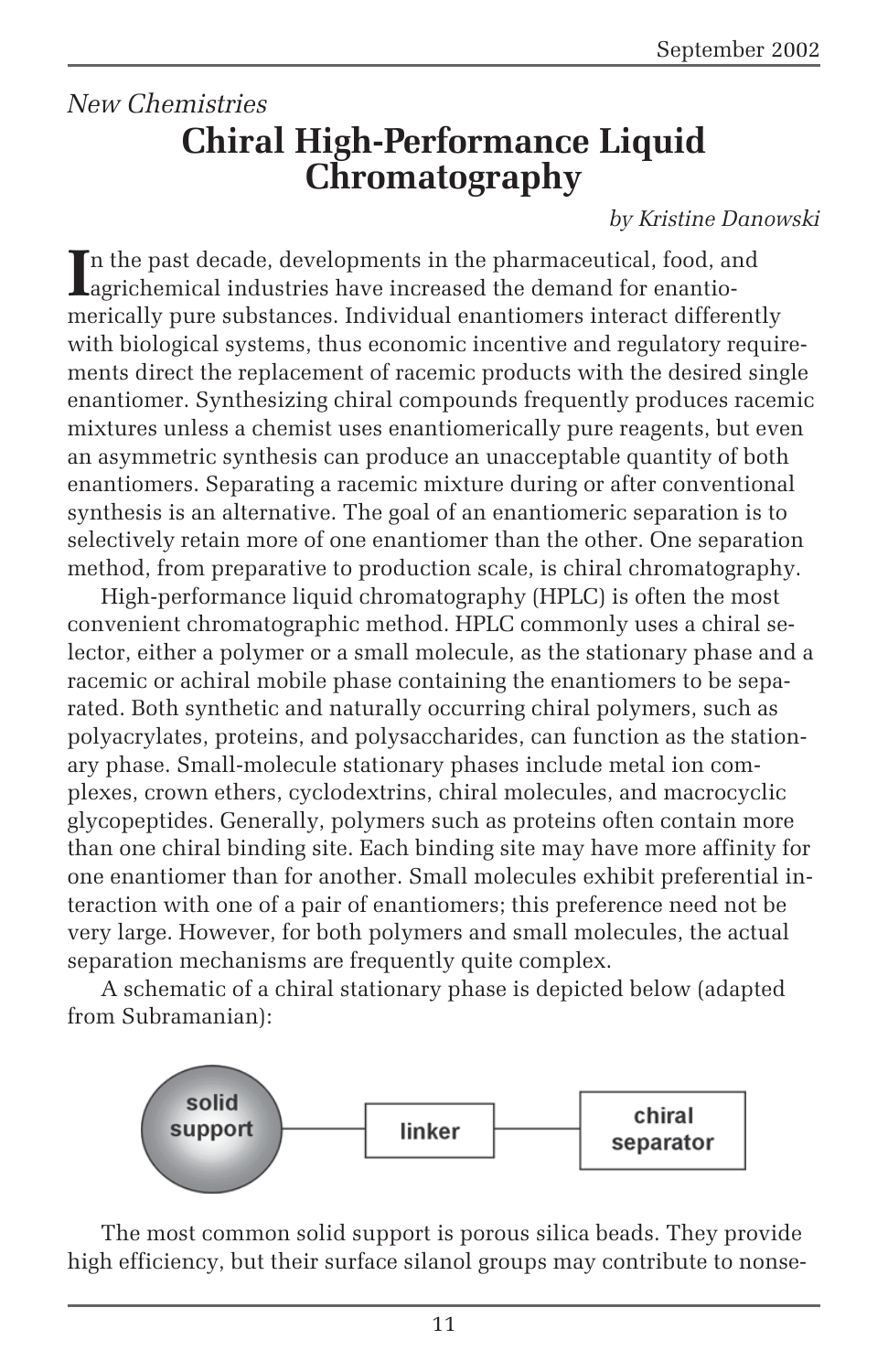*New Chemistries*

# Chiral High-Performance Liquid Chromatography

*by Kristine Danowski*

In the past decade, developments in the pharmaceutical, food, and agrichemical industries have increased the demand for enantiomerically pure substances. Individual enantiomers interact differently with biological systems, thus economic incentive and regulatory requirements direct the replacement of racemic products with the desired single enantiomer. Synthesizing chiral compounds frequently produces racemic mixtures unless a chemist uses enantiomerically pure reagents, but even an asymmetric synthesis can produce an unacceptable quantity of both enantiomers. Separating a racemic mixture during or after conventional synthesis is an alternative. The goal of an enantiomeric separation is to selectively retain more of one enantiomer than the other. One separation method, from preparative to production scale, is chiral chromatography.

High-performance liquid chromatography (HPLC) is often the most convenient chromatographic method. HPLC commonly uses a chiral selector, either a polymer or a small molecule, as the stationary phase and a racemic or achiral mobile phase containing the enantiomers to be separated. Both synthetic and naturally occurring chiral polymers, such as polyacrylates, proteins, and polysaccharides, can function as the stationary phase. Small-molecule stationary phases include metal ion complexes, crown ethers, cyclodextrins, chiral molecules, and macrocyclic glycopeptides. Generally, polymers such as proteins often contain more than one chiral binding site. Each binding site may have more affinity for one enantiomer than for another. Small molecules exhibit preferential interaction with one of a pair of enantiomers; this preference need not be very large. However, for both polymers and small molecules, the actual separation mechanisms are frequently quite complex.

A schematic of a chiral stationary phase is depicted below (adapted from Subramanian):

solid support — linker — chiral separator

The most common solid support is porous silica beads. They provide high efficiency, but their surface silanol groups may contribute to nonse-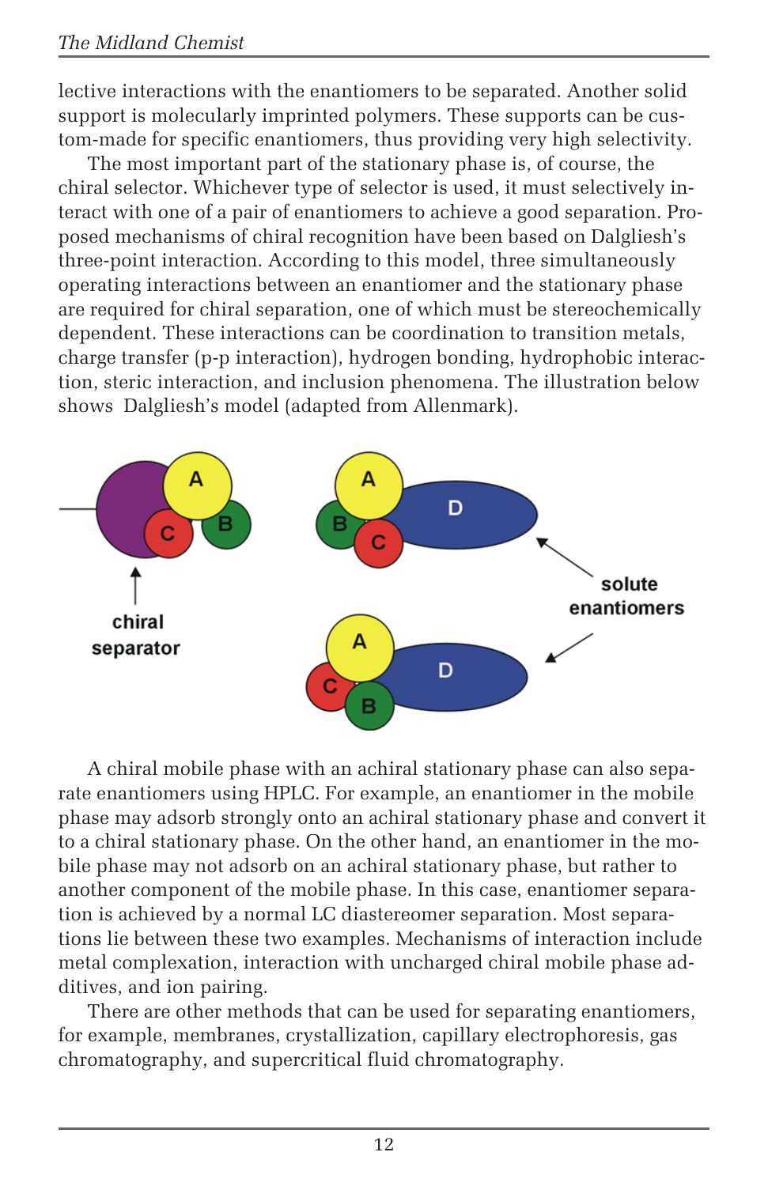lective interactions with the enantiomers to be separated. Another solid support is molecularly imprinted polymers. These supports can be custom-made for specific enantiomers, thus providing very high selectivity.

The most important part of the stationary phase is, of course, the chiral selector. Whichever type of selector is used, it must selectively interact with one of a pair of enantiomers to achieve a good separation. Proposed mechanisms of chiral recognition have been based on Dalgliesh's three-point interaction. According to this model, three simultaneously operating interactions between an enantiomer and the stationary phase are required for chiral separation, one of which must be stereochemically dependent. These interactions can be coordination to transition metals, charge transfer (p-p interaction), hydrogen bonding, hydrophobic interaction, steric interaction, and inclusion phenomena. The illustration below shows Dalgliesh's model (adapted from Allenmark).

A chiral mobile phase with an achiral stationary phase can also separate enantiomers using HPLC. For example, an enantiomer in the mobile phase may adsorb strongly onto an achiral stationary phase and convert it to a chiral stationary phase. On the other hand, an enantiomer in the mobile phase may not adsorb on an achiral stationary phase, but rather to another component of the mobile phase. In this case, enantiomer separation is achieved by a normal LC diastereomer separation. Most separations lie between these two examples. Mechanisms of interaction include metal complexation, interaction with uncharged chiral mobile phase additives, and ion pairing.

There are other methods that can be used for separating enantiomers, for example, membranes, crystallization, capillary electrophoresis, gas chromatography, and supercritical fluid chromatography.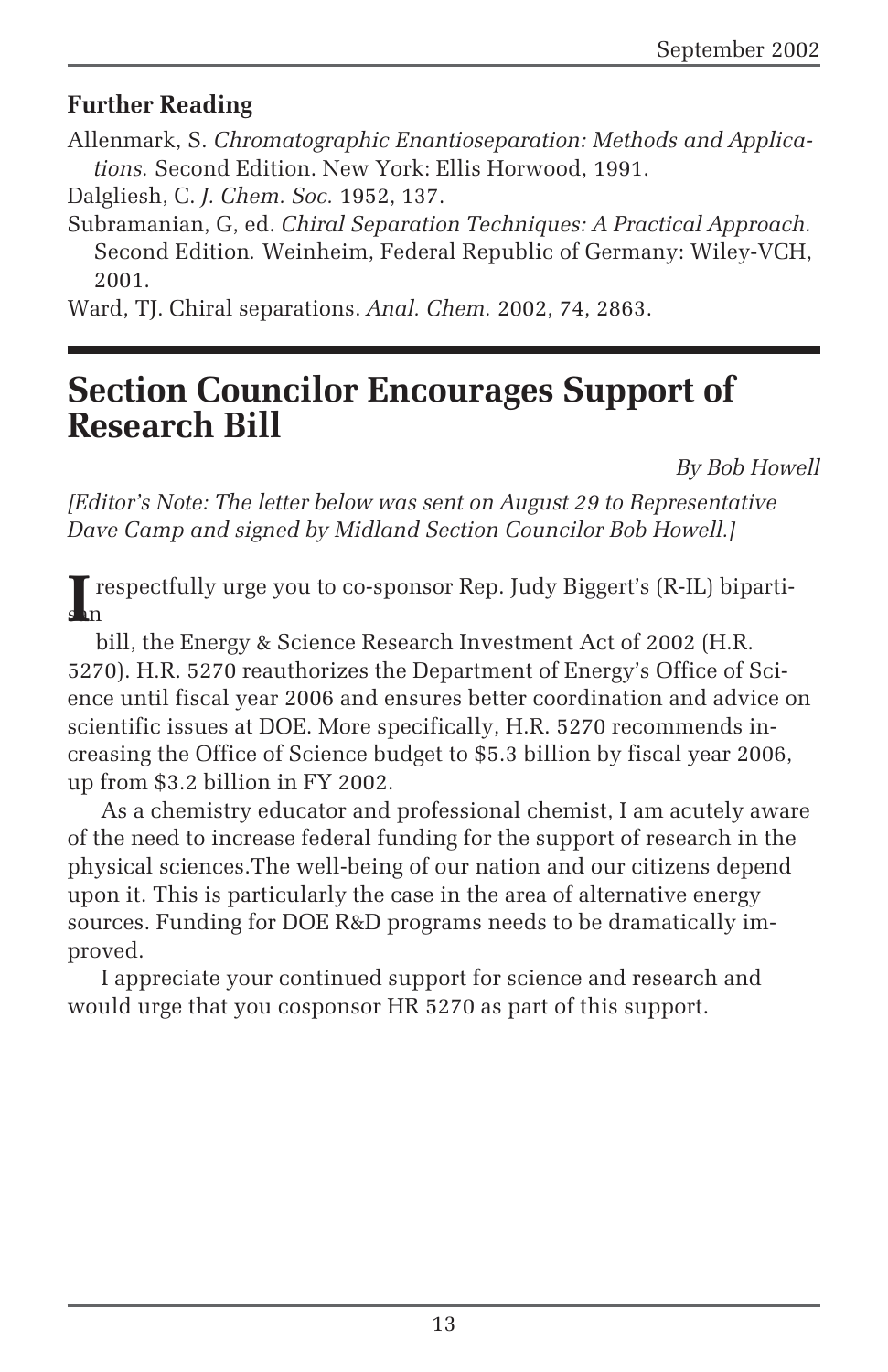## Further Reading

Allenmark, S. *Chromatographic Enantioseparation: Methods and Applications.* Second Edition. New York: Ellis Horwood, 1991.

Dalgliesh, C. *J. Chem. Soc.* 1952, 137.

Subramanian, G, ed. *Chiral Separation Techniques: A Practical Approach.* Second Edition*.* Weinheim, Federal Republic of Germany: Wiley-VCH, 2001.

Ward, TJ. Chiral separations. *Anal. Chem.* 2002, 74, 2863.

---

# Section Councilor Encourages Support of Research Bill

*By Bob Howell*

*[Editor's Note: The letter below was sent on August 29 to Representative Dave Camp and signed by Midland Section Councilor Bob Howell.]*

I respectfully urge you to co-sponsor Rep. Judy Biggert's (R-IL) bipartisan bill, the Energy & Science Research Investment Act of 2002 (H.R. 5270). H.R. 5270 reauthorizes the Department of Energy's Office of Science until fiscal year 2006 and ensures better coordination and advice on scientific issues at DOE. More specifically, H.R. 5270 recommends increasing the Office of Science budget to $5.3 billion by fiscal year 2006, up from $3.2 billion in FY 2002.

As a chemistry educator and professional chemist, I am acutely aware of the need to increase federal funding for the support of research in the physical sciences.The well-being of our nation and our citizens depend upon it. This is particularly the case in the area of alternative energy sources. Funding for DOE R&D programs needs to be dramatically improved.

I appreciate your continued support for science and research and would urge that you cosponsor HR 5270 as part of this support.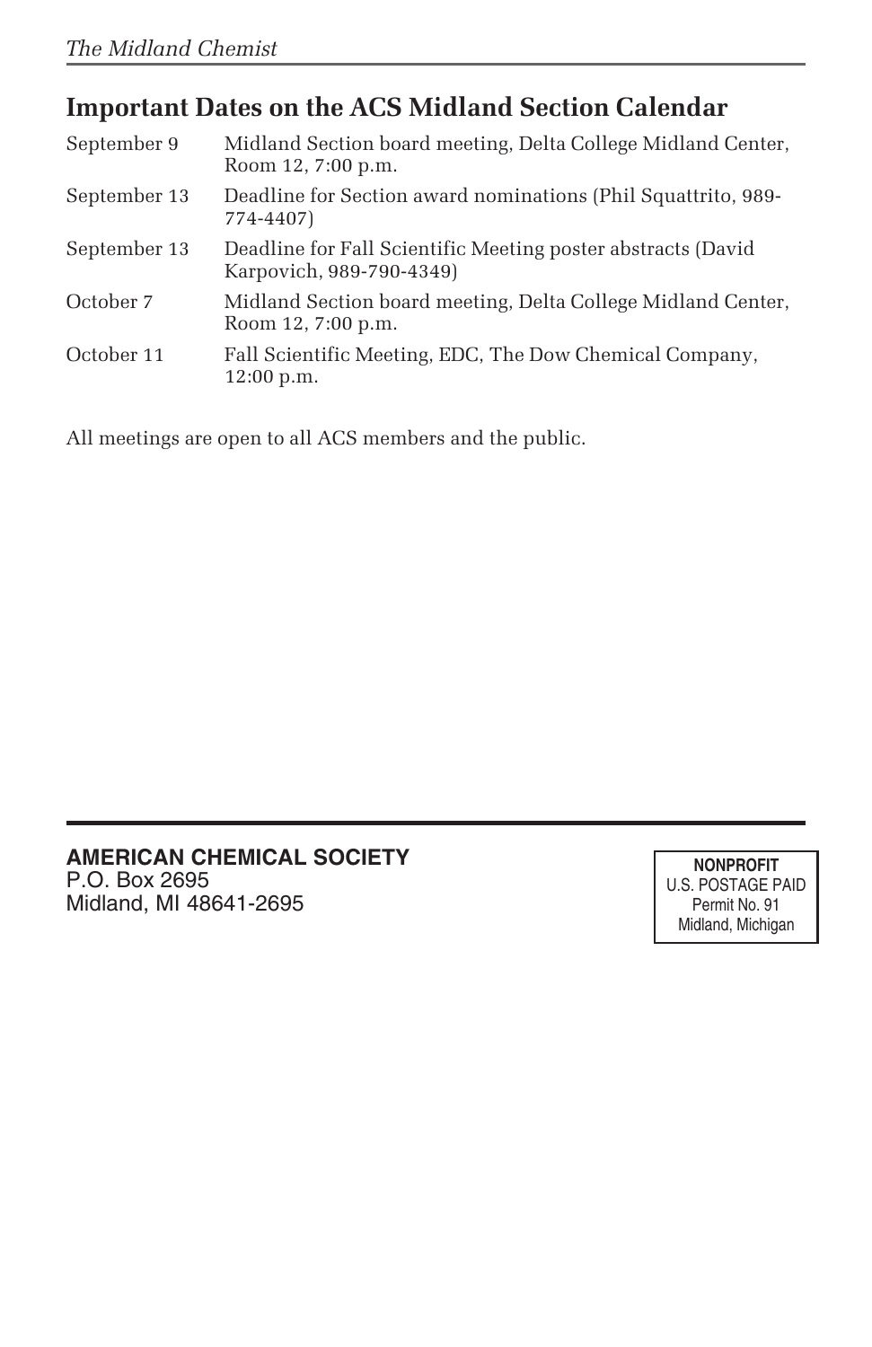## Important Dates on the ACS Midland Section Calendar

| | |
|---|---|
| September 9 | Midland Section board meeting, Delta College Midland Center, Room 12, 7:00 p.m. |
| September 13 | Deadline for Section award nominations (Phil Squattrito, 989-774-4407) |
| September 13 | Deadline for Fall Scientific Meeting poster abstracts (David Karpovich, 989-790-4349) |
| October 7 | Midland Section board meeting, Delta College Midland Center, Room 12, 7:00 p.m. |
| October 11 | Fall Scientific Meeting, EDC, The Dow Chemical Company, 12:00 p.m. |

All meetings are open to all ACS members and the public.

**AMERICAN CHEMICAL SOCIETY**
P.O. Box 2695
Midland, MI 48641-2695

**NONPROFIT**
U.S. POSTAGE PAID
Permit No. 91
Midland, Michigan